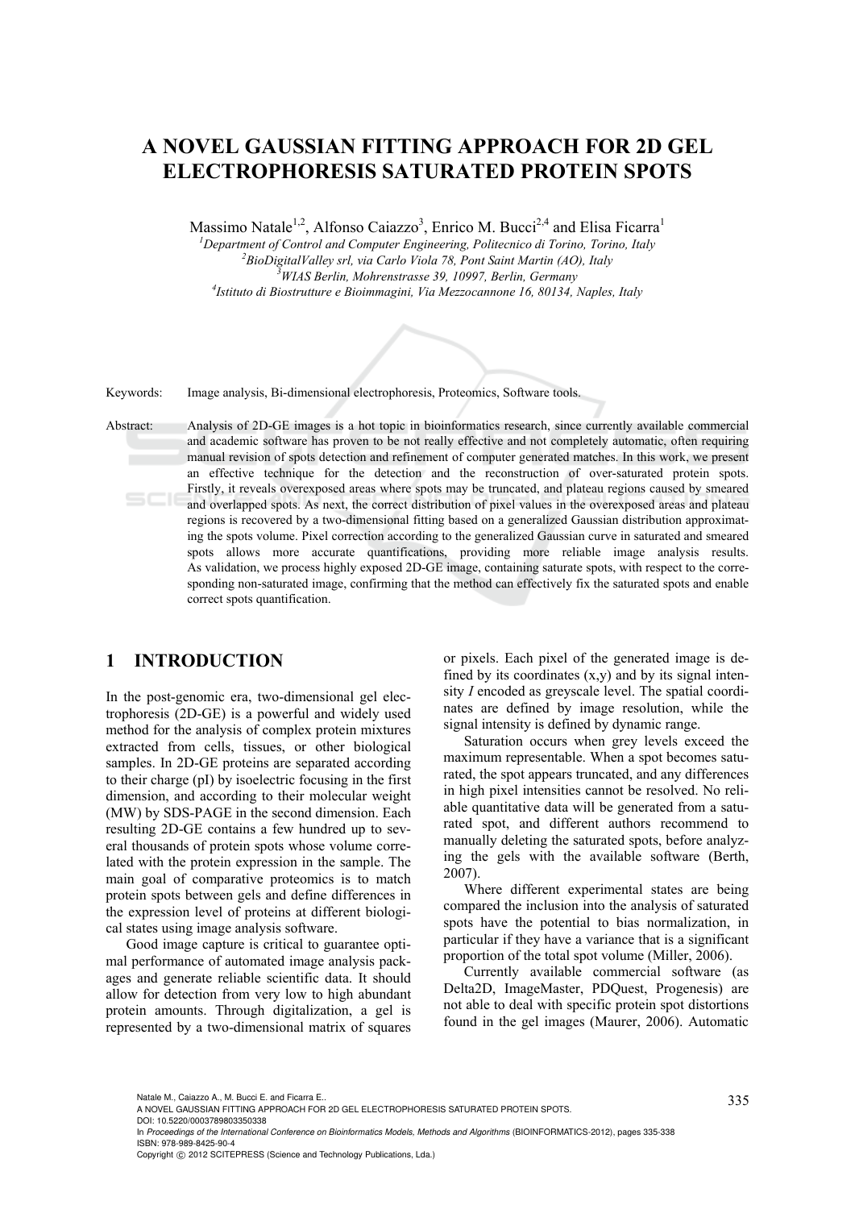# A NOVEL GAUSSIAN FITTING APPROACH FOR 2D GEL ELECTROPHORESIS SATURATED PROTEIN SPOTS

Massimo Natale[1,2], Alfonso Caiazzo[3], Enrico M. Bucci[2,4] and Elisa Ficarra[1]

[1]*Department of Control and Computer Engineering, Politecnico di Torino, Torino, Italy*
[2]*BioDigitalValley srl, via Carlo Viola 78, Pont Saint Martin (AO), Italy*
[3]*WIAS Berlin, Mohrenstrasse 39, 10997, Berlin, Germany*
[4]*Istituto di Biostrutture e Bioimmagini, Via Mezzocannone 16, 80134, Naples, Italy*

Keywords: Image analysis, Bi-dimensional electrophoresis, Proteomics, Software tools.

Abstract: Analysis of 2D-GE images is a hot topic in bioinformatics research, since currently available commercial and academic software has proven to be not really effective and not completely automatic, often requiring manual revision of spots detection and refinement of computer generated matches. In this work, we present an effective technique for the detection and the reconstruction of over-saturated protein spots. Firstly, it reveals overexposed areas where spots may be truncated, and plateau regions caused by smeared and overlapped spots. As next, the correct distribution of pixel values in the overexposed areas and plateau regions is recovered by a two-dimensional fitting based on a generalized Gaussian distribution approximating the spots volume. Pixel correction according to the generalized Gaussian curve in saturated and smeared spots allows more accurate quantifications, providing more reliable image analysis results. As validation, we process highly exposed 2D-GE image, containing saturate spots, with respect to the corresponding non-saturated image, confirming that the method can effectively fix the saturated spots and enable correct spots quantification.

## 1 INTRODUCTION

In the post-genomic era, two-dimensional gel electrophoresis (2D-GE) is a powerful and widely used method for the analysis of complex protein mixtures extracted from cells, tissues, or other biological samples. In 2D-GE proteins are separated according to their charge (pI) by isoelectric focusing in the first dimension, and according to their molecular weight (MW) by SDS-PAGE in the second dimension. Each resulting 2D-GE contains a few hundred up to several thousands of protein spots whose volume correlated with the protein expression in the sample. The main goal of comparative proteomics is to match protein spots between gels and define differences in the expression level of proteins at different biological states using image analysis software.

Good image capture is critical to guarantee optimal performance of automated image analysis packages and generate reliable scientific data. It should allow for detection from very low to high abundant protein amounts. Through digitalization, a gel is represented by a two-dimensional matrix of squares or pixels. Each pixel of the generated image is defined by its coordinates (x,y) and by its signal intensity *I* encoded as greyscale level. The spatial coordinates are defined by image resolution, while the signal intensity is defined by dynamic range.

Saturation occurs when grey levels exceed the maximum representable. When a spot becomes saturated, the spot appears truncated, and any differences in high pixel intensities cannot be resolved. No reliable quantitative data will be generated from a saturated spot, and different authors recommend to manually deleting the saturated spots, before analyzing the gels with the available software (Berth, 2007).

Where different experimental states are being compared the inclusion into the analysis of saturated spots have the potential to bias normalization, in particular if they have a variance that is a significant proportion of the total spot volume (Miller, 2006).

Currently available commercial software (as Delta2D, ImageMaster, PDQuest, Progenesis) are not able to deal with specific protein spot distortions found in the gel images (Maurer, 2006). Automatic

Natale M., Caiazzo A., M. Bucci E. and Ficarra E..
A NOVEL GAUSSIAN FITTING APPROACH FOR 2D GEL ELECTROPHORESIS SATURATED PROTEIN SPOTS.
DOI: 10.5220/0003789803350338
In *Proceedings of the International Conference on Bioinformatics Models, Methods and Algorithms* (BIOINFORMATICS-2012), pages 335-338
ISBN: 978-989-8425-90-4
Copyright © 2012 SCITEPRESS (Science and Technology Publications, Lda.)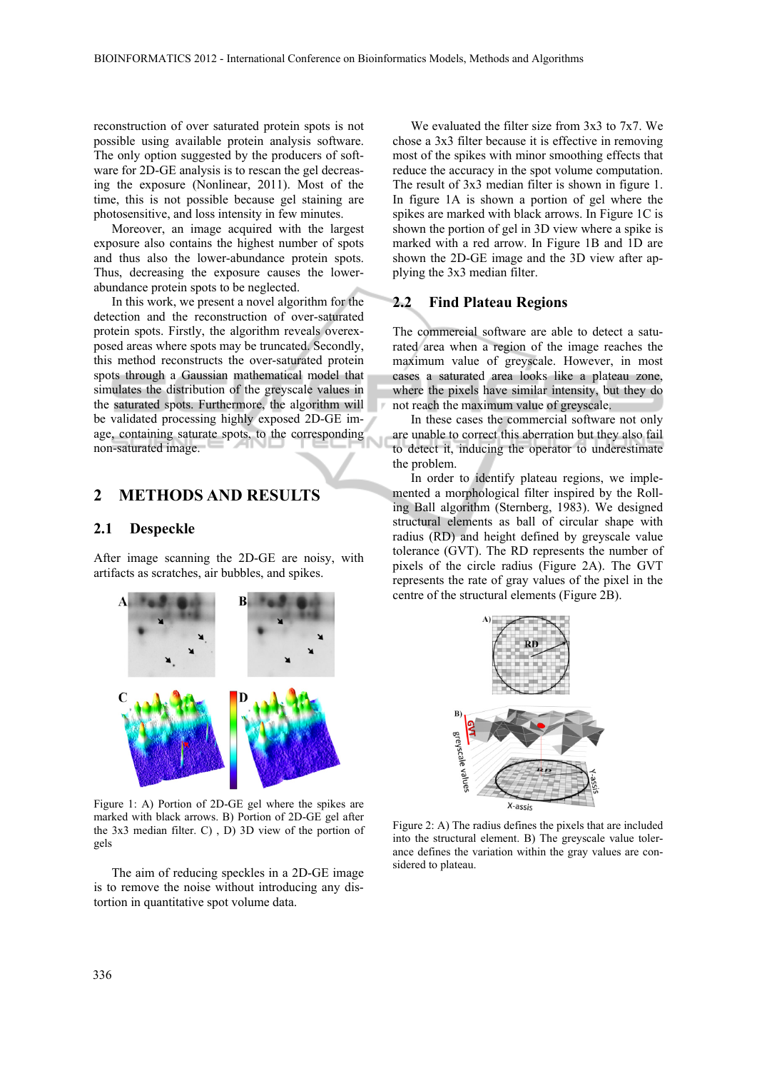reconstruction of over saturated protein spots is not possible using available protein analysis software. The only option suggested by the producers of software for 2D-GE analysis is to rescan the gel decreasing the exposure (Nonlinear, 2011). Most of the time, this is not possible because gel staining are photosensitive, and loss intensity in few minutes.

Moreover, an image acquired with the largest exposure also contains the highest number of spots and thus also the lower-abundance protein spots. Thus, decreasing the exposure causes the lower-abundance protein spots to be neglected.

In this work, we present a novel algorithm for the detection and the reconstruction of over-saturated protein spots. Firstly, the algorithm reveals overexposed areas where spots may be truncated. Secondly, this method reconstructs the over-saturated protein spots through a Gaussian mathematical model that simulates the distribution of the greyscale values in the saturated spots. Furthermore, the algorithm will be validated processing highly exposed 2D-GE image, containing saturate spots, to the corresponding non-saturated image.

## 2 METHODS AND RESULTS

### 2.1 Despeckle

After image scanning the 2D-GE are noisy, with artifacts as scratches, air bubbles, and spikes.

Figure 1: A) Portion of 2D-GE gel where the spikes are marked with black arrows. B) Portion of 2D-GE gel after the 3x3 median filter. C) , D) 3D view of the portion of gels

The aim of reducing speckles in a 2D-GE image is to remove the noise without introducing any distortion in quantitative spot volume data.

We evaluated the filter size from 3x3 to 7x7. We chose a 3x3 filter because it is effective in removing most of the spikes with minor smoothing effects that reduce the accuracy in the spot volume computation. The result of 3x3 median filter is shown in figure 1. In figure 1A is shown a portion of gel where the spikes are marked with black arrows. In Figure 1C is shown the portion of gel in 3D view where a spike is marked with a red arrow. In Figure 1B and 1D are shown the 2D-GE image and the 3D view after applying the 3x3 median filter.

### 2.2 Find Plateau Regions

The commercial software are able to detect a saturated area when a region of the image reaches the maximum value of greyscale. However, in most cases a saturated area looks like a plateau zone, where the pixels have similar intensity, but they do not reach the maximum value of greyscale.

In these cases the commercial software not only are unable to correct this aberration but they also fail to detect it, inducing the operator to underestimate the problem.

In order to identify plateau regions, we implemented a morphological filter inspired by the Rolling Ball algorithm (Sternberg, 1983). We designed structural elements as ball of circular shape with radius (RD) and height defined by greyscale value tolerance (GVT). The RD represents the number of pixels of the circle radius (Figure 2A). The GVT represents the rate of gray values of the pixel in the centre of the structural elements (Figure 2B).

Figure 2: A) The radius defines the pixels that are included into the structural element. B) The greyscale value tolerance defines the variation within the gray values are considered to plateau.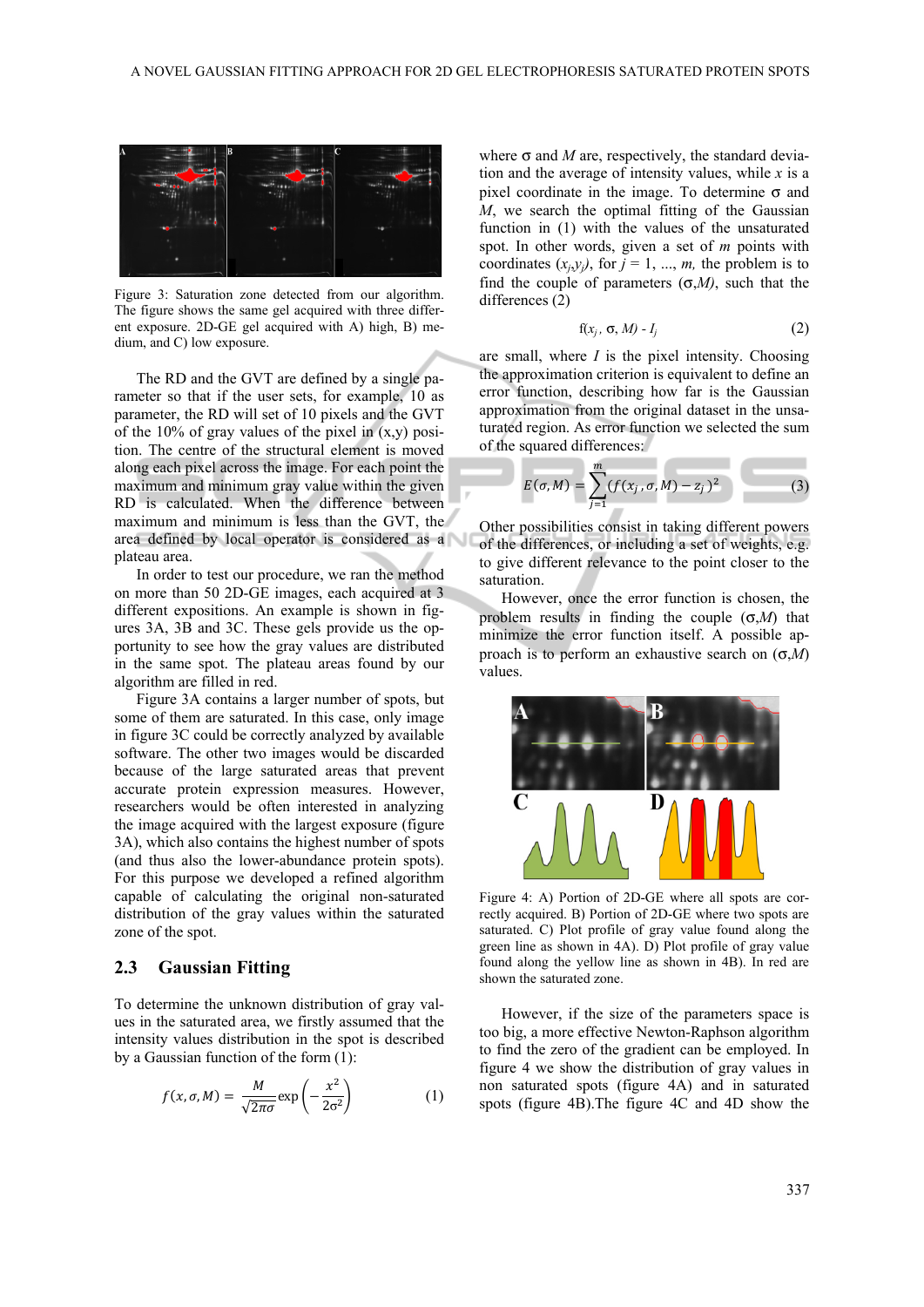Figure 3: Saturation zone detected from our algorithm. The figure shows the same gel acquired with three different exposure. 2D-GE gel acquired with A) high, B) medium, and C) low exposure.

The RD and the GVT are defined by a single parameter so that if the user sets, for example, 10 as parameter, the RD will set of 10 pixels and the GVT of the 10% of gray values of the pixel in (x,y) position. The centre of the structural element is moved along each pixel across the image. For each point the maximum and minimum gray value within the given RD is calculated. When the difference between maximum and minimum is less than the GVT, the area defined by local operator is considered as a plateau area.

In order to test our procedure, we ran the method on more than 50 2D-GE images, each acquired at 3 different expositions. An example is shown in figures 3A, 3B and 3C. These gels provide us the opportunity to see how the gray values are distributed in the same spot. The plateau areas found by our algorithm are filled in red.

Figure 3A contains a larger number of spots, but some of them are saturated. In this case, only image in figure 3C could be correctly analyzed by available software. The other two images would be discarded because of the large saturated areas that prevent accurate protein expression measures. However, researchers would be often interested in analyzing the image acquired with the largest exposure (figure 3A), which also contains the highest number of spots (and thus also the lower-abundance protein spots). For this purpose we developed a refined algorithm capable of calculating the original non-saturated distribution of the gray values within the saturated zone of the spot.

## 2.3 Gaussian Fitting

To determine the unknown distribution of gray values in the saturated area, we firstly assumed that the intensity values distribution in the spot is described by a Gaussian function of the form (1):

$$f(x,\sigma,M) = \frac{M}{\sqrt{2\pi}\sigma}\exp\left(-\frac{x^2}{2\sigma^2}\right) \tag{1}$$

where $\sigma$ and $M$ are, respectively, the standard deviation and the average of intensity values, while $x$ is a pixel coordinate in the image. To determine $\sigma$ and $M$, we search the optimal fitting of the Gaussian function in (1) with the values of the unsaturated spot. In other words, given a set of $m$ points with coordinates $(x_j,y_j)$, for $j = 1, ..., m$, the problem is to find the couple of parameters $(\sigma,M)$, such that the differences (2)

$$f(x_j, \sigma, M) - I_j \tag{2}$$

are small, where $I$ is the pixel intensity. Choosing the approximation criterion is equivalent to define an error function, describing how far is the Gaussian approximation from the original dataset in the unsaturated region. As error function we selected the sum of the squared differences:

$$E(\sigma,M) = \sum_{j=1}^{m}(f(x_j,\sigma,M) - z_j)^2 \tag{3}$$

Other possibilities consist in taking different powers of the differences, or including a set of weights, e.g. to give different relevance to the point closer to the saturation.

However, once the error function is chosen, the problem results in finding the couple $(\sigma,M)$ that minimize the error function itself. A possible approach is to perform an exhaustive search on $(\sigma,M)$ values.

Figure 4: A) Portion of 2D-GE where all spots are correctly acquired. B) Portion of 2D-GE where two spots are saturated. C) Plot profile of gray value found along the green line as shown in 4A). D) Plot profile of gray value found along the yellow line as shown in 4B). In red are shown the saturated zone.

However, if the size of the parameters space is too big, a more effective Newton-Raphson algorithm to find the zero of the gradient can be employed. In figure 4 we show the distribution of gray values in non saturated spots (figure 4A) and in saturated spots (figure 4B).The figure 4C and 4D show the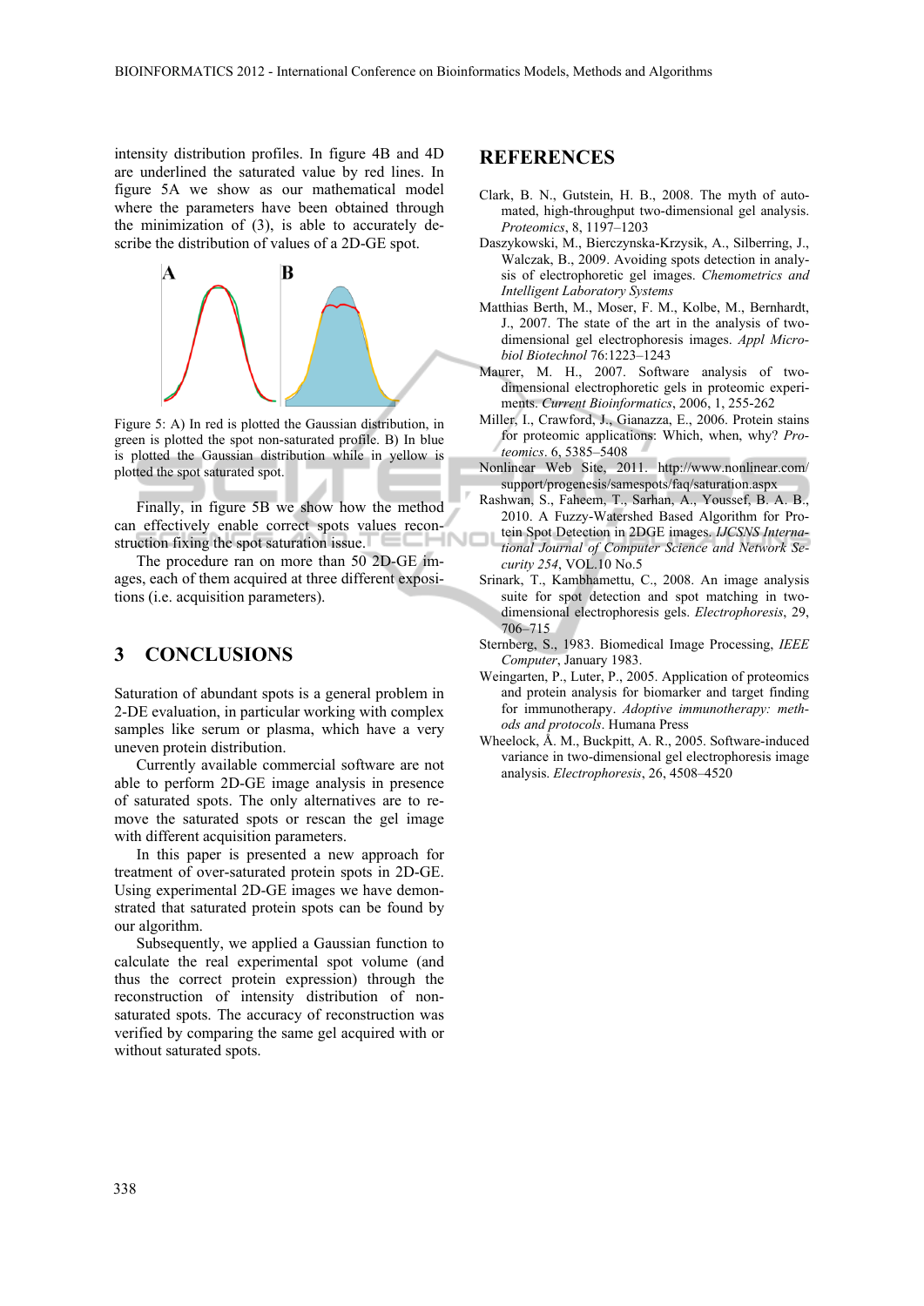intensity distribution profiles. In figure 4B and 4D are underlined the saturated value by red lines. In figure 5A we show as our mathematical model where the parameters have been obtained through the minimization of (3), is able to accurately describe the distribution of values of a 2D-GE spot.

A

B

Figure 5: A) In red is plotted the Gaussian distribution, in green is plotted the spot non-saturated profile. B) In blue is plotted the Gaussian distribution while in yellow is plotted the spot saturated spot.

Finally, in figure 5B we show how the method can effectively enable correct spots values reconstruction fixing the spot saturation issue.

The procedure ran on more than 50 2D-GE images, each of them acquired at three different expositions (i.e. acquisition parameters).

## 3 CONCLUSIONS

Saturation of abundant spots is a general problem in 2-DE evaluation, in particular working with complex samples like serum or plasma, which have a very uneven protein distribution.

Currently available commercial software are not able to perform 2D-GE image analysis in presence of saturated spots. The only alternatives are to remove the saturated spots or rescan the gel image with different acquisition parameters.

In this paper is presented a new approach for treatment of over-saturated protein spots in 2D-GE. Using experimental 2D-GE images we have demonstrated that saturated protein spots can be found by our algorithm.

Subsequently, we applied a Gaussian function to calculate the real experimental spot volume (and thus the correct protein expression) through the reconstruction of intensity distribution of non-saturated spots. The accuracy of reconstruction was verified by comparing the same gel acquired with or without saturated spots.

## REFERENCES

Clark, B. N., Gutstein, H. B., 2008. The myth of automated, high-throughput two-dimensional gel analysis. *Proteomics*, 8, 1197–1203

Daszykowski, M., Bierczynska-Krzysik, A., Silberring, J., Walczak, B., 2009. Avoiding spots detection in analysis of electrophoretic gel images. *Chemometrics and Intelligent Laboratory Systems*

Matthias Berth, M., Moser, F. M., Kolbe, M., Bernhardt, J., 2007. The state of the art in the analysis of two-dimensional gel electrophoresis images. *Appl Microbiol Biotechnol* 76:1223–1243

Maurer, M. H., 2007. Software analysis of two-dimensional electrophoretic gels in proteomic experiments. *Current Bioinformatics*, 2006, 1, 255-262

Miller, I., Crawford, J., Gianazza, E., 2006. Protein stains for proteomic applications: Which, when, why? *Proteomics*. 6, 5385–5408

Nonlinear Web Site, 2011. http://www.nonlinear.com/support/progenesis/samespots/faq/saturation.aspx

Rashwan, S., Faheem, T., Sarhan, A., Youssef, B. A. B., 2010. A Fuzzy-Watershed Based Algorithm for Protein Spot Detection in 2DGE images. *IJCSNS International Journal of Computer Science and Network Security 254*, VOL.10 No.5

Srinark, T., Kambhamettu, C., 2008. An image analysis suite for spot detection and spot matching in two-dimensional electrophoresis gels. *Electrophoresis*, 29, 706–715

Sternberg, S., 1983. Biomedical Image Processing, *IEEE Computer*, January 1983.

Weingarten, P., Luter, P., 2005. Application of proteomics and protein analysis for biomarker and target finding for immunotherapy. *Adoptive immunotherapy: methods and protocols*. Humana Press

Wheelock, Å. M., Buckpitt, A. R., 2005. Software-induced variance in two-dimensional gel electrophoresis image analysis. *Electrophoresis*, 26, 4508–4520